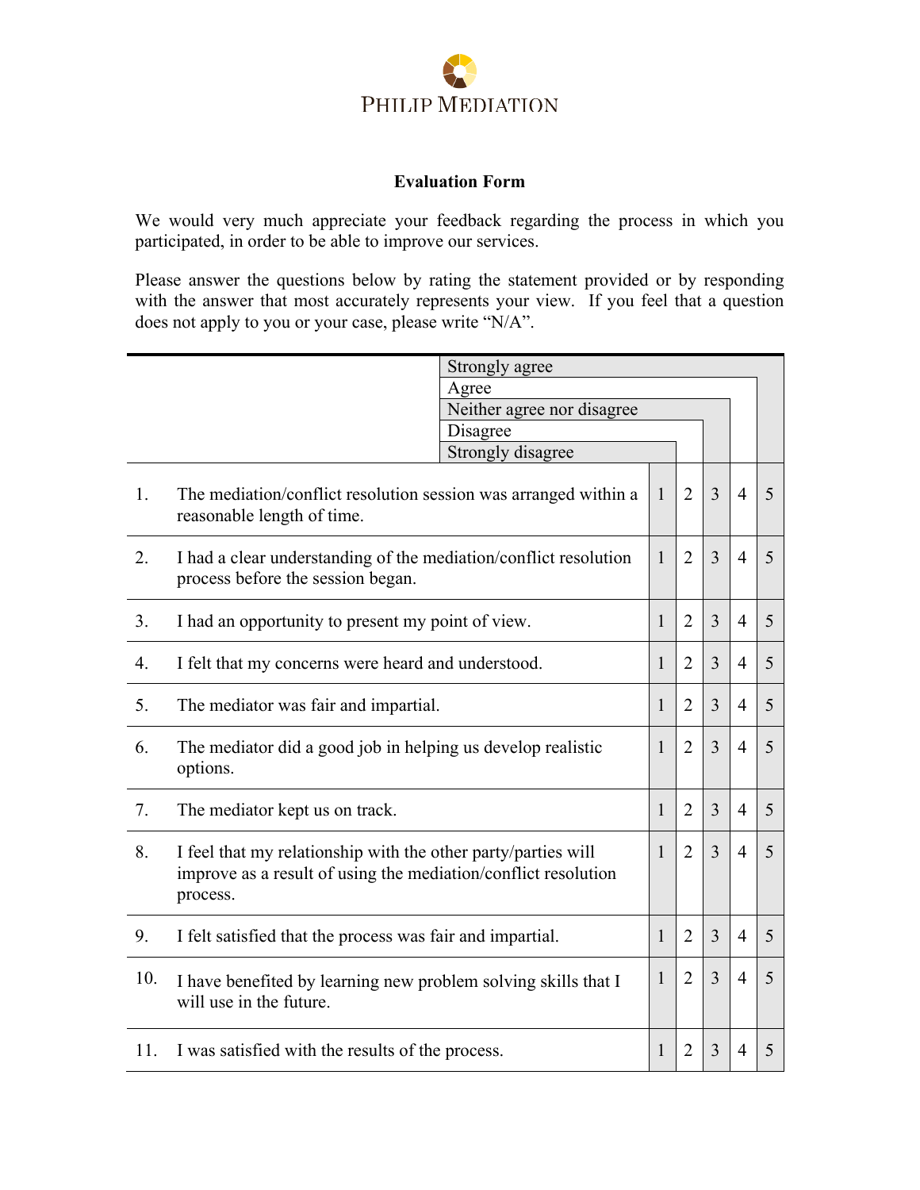PHILIP MEDIATION

**Evaluation Form**

We would very much appreciate your feedback regarding the process in which you participated, in order to be able to improve our services.

Please answer the questions below by rating the statement provided or by responding with the answer that most accurately represents your view. If you feel that a question does not apply to you or your case, please write "N/A".

| | | Strongly disagree | Disagree | Neither agree nor disagree | Agree | Strongly agree |
|---|---|---|---|---|---|---|
| 1. | The mediation/conflict resolution session was arranged within a reasonable length of time. | 1 | 2 | 3 | 4 | 5 |
| 2. | I had a clear understanding of the mediation/conflict resolution process before the session began. | 1 | 2 | 3 | 4 | 5 |
| 3. | I had an opportunity to present my point of view. | 1 | 2 | 3 | 4 | 5 |
| 4. | I felt that my concerns were heard and understood. | 1 | 2 | 3 | 4 | 5 |
| 5. | The mediator was fair and impartial. | 1 | 2 | 3 | 4 | 5 |
| 6. | The mediator did a good job in helping us develop realistic options. | 1 | 2 | 3 | 4 | 5 |
| 7. | The mediator kept us on track. | 1 | 2 | 3 | 4 | 5 |
| 8. | I feel that my relationship with the other party/parties will improve as a result of using the mediation/conflict resolution process. | 1 | 2 | 3 | 4 | 5 |
| 9. | I felt satisfied that the process was fair and impartial. | 1 | 2 | 3 | 4 | 5 |
| 10. | I have benefited by learning new problem solving skills that I will use in the future. | 1 | 2 | 3 | 4 | 5 |
| 11. | I was satisfied with the results of the process. | 1 | 2 | 3 | 4 | 5 |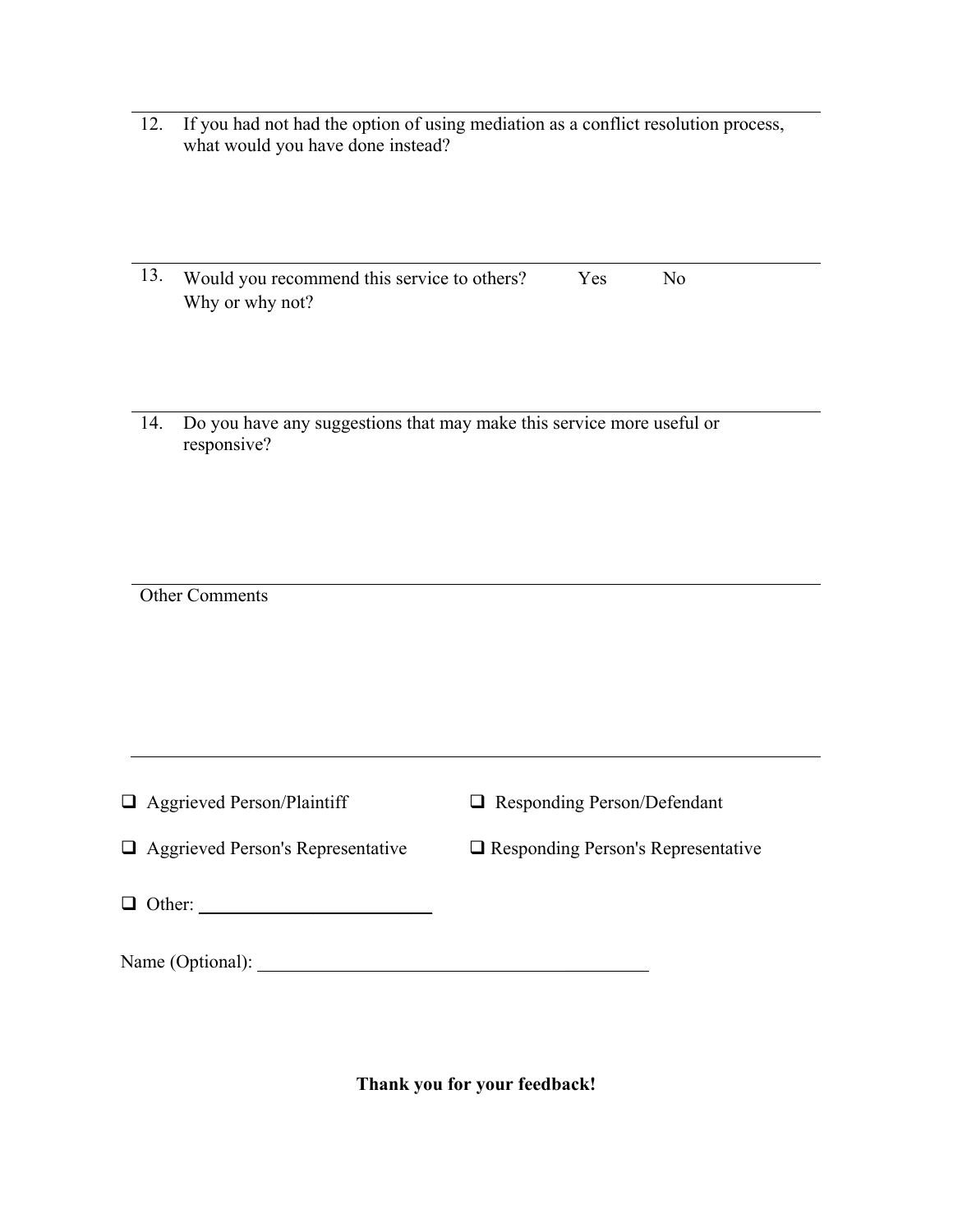12. If you had not had the option of using mediation as a conflict resolution process, what would you have done instead?

---

13. Would you recommend this service to others? Yes No
    Why or why not?

---

14. Do you have any suggestions that may make this service more useful or responsive?

---

Other Comments

---

- [ ] Aggrieved Person/Plaintiff
- [ ] Responding Person/Defendant
- [ ] Aggrieved Person's Representative
- [ ] Responding Person's Representative
- [ ] Other: ______________________

Name (Optional): ________________________________________

**Thank you for your feedback!**